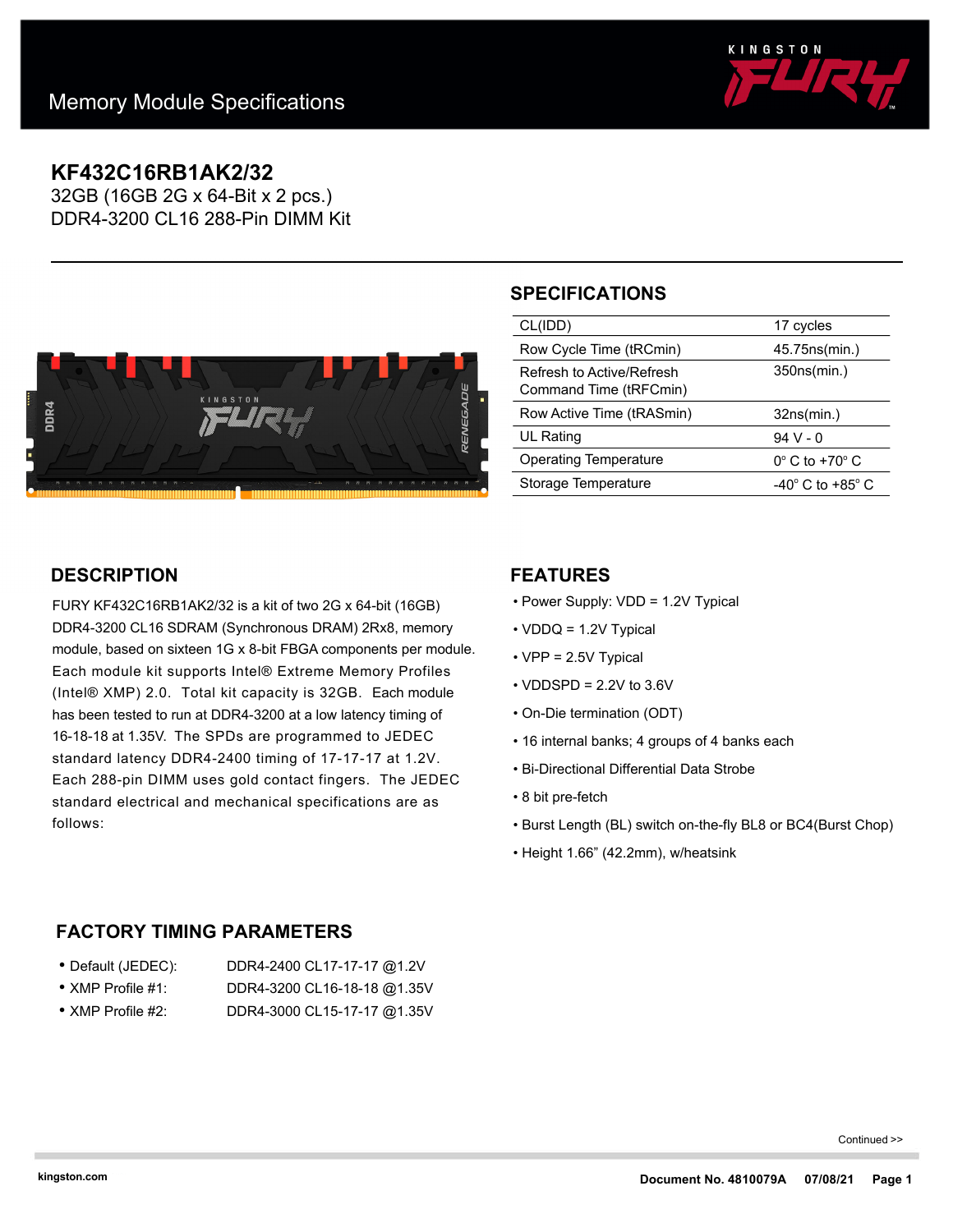# Memory Module Specifications

## KF432C16RB1AK2/32

32GB (16GB 2G x 64-Bit x 2 pcs.)
DDR4-3200 CL16 288-Pin DIMM Kit

## SPECIFICATIONS

| | |
|---|---|
| CL(IDD) | 17 cycles |
| Row Cycle Time (tRCmin) | 45.75ns(min.) |
| Refresh to Active/Refresh Command Time (tRFCmin) | 350ns(min.) |
| Row Active Time (tRASmin) | 32ns(min.) |
| UL Rating | 94 V - 0 |
| Operating Temperature | 0° C to +70° C |
| Storage Temperature | -40° C to +85° C |

## DESCRIPTION

FURY KF432C16RB1AK2/32 is a kit of two 2G x 64-bit (16GB) DDR4-3200 CL16 SDRAM (Synchronous DRAM) 2Rx8, memory module, based on sixteen 1G x 8-bit FBGA components per module. Each module kit supports Intel® Extreme Memory Profiles (Intel® XMP) 2.0. Total kit capacity is 32GB. Each module has been tested to run at DDR4-3200 at a low latency timing of 16-18-18 at 1.35V. The SPDs are programmed to JEDEC standard latency DDR4-2400 timing of 17-17-17 at 1.2V. Each 288-pin DIMM uses gold contact fingers. The JEDEC standard electrical and mechanical specifications are as follows:

## FEATURES

- Power Supply: VDD = 1.2V Typical
- VDDQ = 1.2V Typical
- VPP = 2.5V Typical
- VDDSPD = 2.2V to 3.6V
- On-Die termination (ODT)
- 16 internal banks; 4 groups of 4 banks each
- Bi-Directional Differential Data Strobe
- 8 bit pre-fetch
- Burst Length (BL) switch on-the-fly BL8 or BC4(Burst Chop)
- Height 1.66” (42.2mm), w/heatsink

## FACTORY TIMING PARAMETERS

- Default (JEDEC): DDR4-2400 CL17-17-17 @1.2V
- XMP Profile #1: DDR4-3200 CL16-18-18 @1.35V
- XMP Profile #2: DDR4-3000 CL15-17-17 @1.35V

Continued >>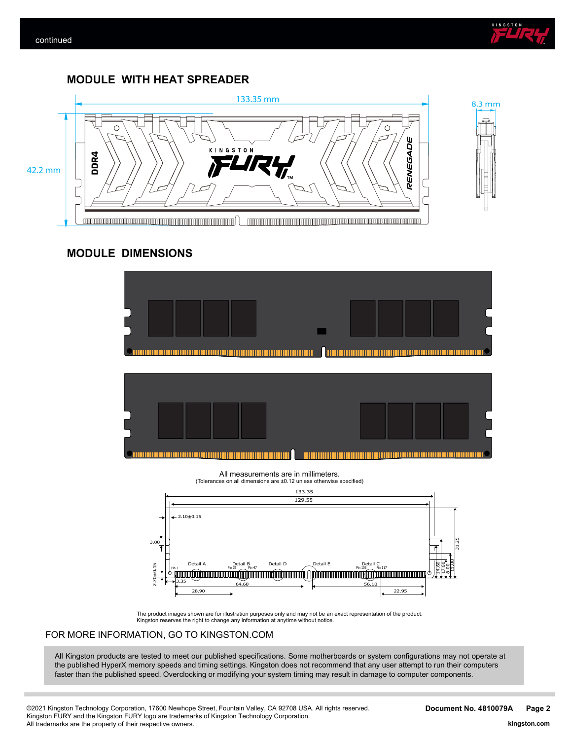## MODULE WITH HEAT SPREADER

133.35 mm

42.2 mm

8.3 mm

DDR4

KINGSTON FURY

RENEGADE

## MODULE DIMENSIONS

All measurements are in millimeters.
(Tolerances on all dimensions are ±0.12 unless otherwise specified)

133.35

129.55

2.10±0.15

3.00

31.25

Detail A

Detail B

Detail D

Detail E

Detail C

Pin 1

Pin 35

Pin 47

Pin 105

Pin 117

14.60

17.60

8.00

11.00

2.70±0.15

3.35

28.90

64.60

56.10

22.95

The product images shown are for illustration purposes only and may not be an exact representation of the product.
Kingston reserves the right to change any information at anytime without notice.

FOR MORE INFORMATION, GO TO KINGSTON.COM

All Kingston products are tested to meet our published specifications. Some motherboards or system configurations may not operate at the published HyperX memory speeds and timing settings. Kingston does not recommend that any user attempt to run their computers faster than the published speed. Overclocking or modifying your system timing may result in damage to computer components.

©2021 Kingston Technology Corporation, 17600 Newhope Street, Fountain Valley, CA 92708 USA. All rights reserved.
Kingston FURY and the Kingston FURY logo are trademarks of Kingston Technology Corporation.
All trademarks are the property of their respective owners.

**Document No. 4810079A**

kingston.com